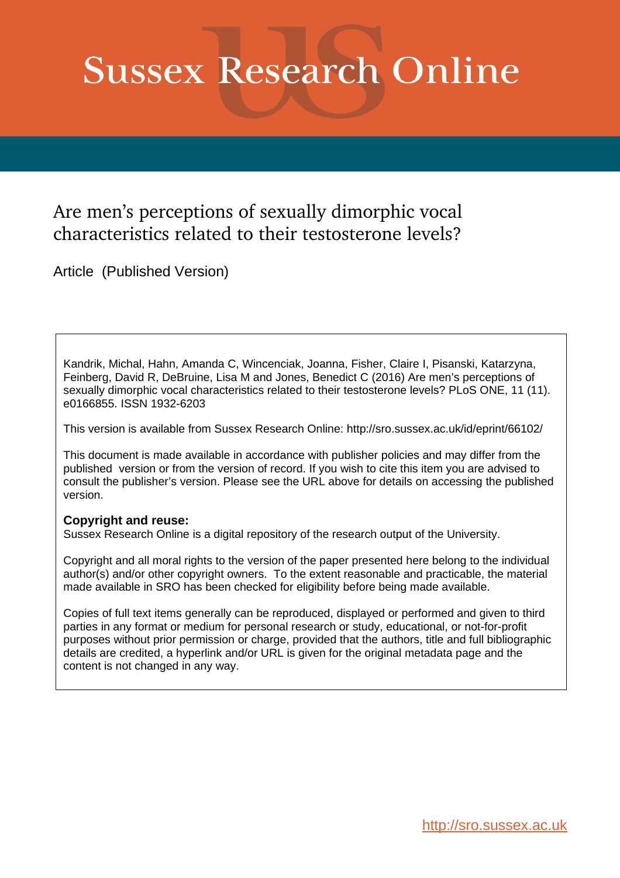# Sussex Research Online

## Are men's perceptions of sexually dimorphic vocal characteristics related to their testosterone levels?

Article (Published Version)

Kandrik, Michal, Hahn, Amanda C, Wincenciak, Joanna, Fisher, Claire I, Pisanski, Katarzyna, Feinberg, David R, DeBruine, Lisa M and Jones, Benedict C (2016) Are men's perceptions of sexually dimorphic vocal characteristics related to their testosterone levels? PLoS ONE, 11 (11). e0166855. ISSN 1932-6203

This version is available from Sussex Research Online: http://sro.sussex.ac.uk/id/eprint/66102/

This document is made available in accordance with publisher policies and may differ from the published version or from the version of record. If you wish to cite this item you are advised to consult the publisher's version. Please see the URL above for details on accessing the published version.

**Copyright and reuse:**
Sussex Research Online is a digital repository of the research output of the University.

Copyright and all moral rights to the version of the paper presented here belong to the individual author(s) and/or other copyright owners. To the extent reasonable and practicable, the material made available in SRO has been checked for eligibility before being made available.

Copies of full text items generally can be reproduced, displayed or performed and given to third parties in any format or medium for personal research or study, educational, or not-for-profit purposes without prior permission or charge, provided that the authors, title and full bibliographic details are credited, a hyperlink and/or URL is given for the original metadata page and the content is not changed in any way.

http://sro.sussex.ac.uk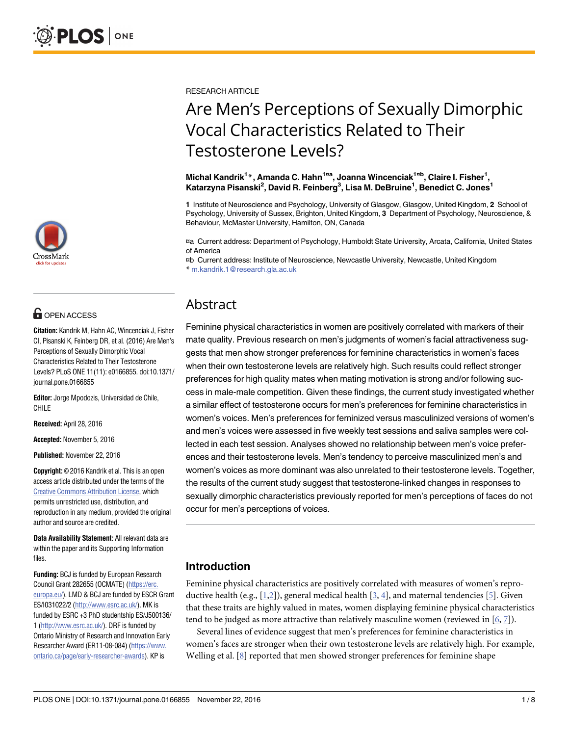RESEARCH ARTICLE

# Are Men's Perceptions of Sexually Dimorphic Vocal Characteristics Related to Their Testosterone Levels?

**Michal Kandrik[1]*, Amanda C. Hahn[1¤a], Joanna Wincenciak[1¤b], Claire I. Fisher[1], Katarzyna Pisanski[2], David R. Feinberg[3], Lisa M. DeBruine[1], Benedict C. Jones[1]**

**1** Institute of Neuroscience and Psychology, University of Glasgow, Glasgow, United Kingdom, **2** School of Psychology, University of Sussex, Brighton, United Kingdom, **3** Department of Psychology, Neuroscience, & Behaviour, McMaster University, Hamilton, ON, Canada

¤a Current address: Department of Psychology, Humboldt State University, Arcata, California, United States of America

¤b Current address: Institute of Neuroscience, Newcastle University, Newcastle, United Kingdom

* m.kandrik.1@research.gla.ac.uk

OPEN ACCESS

**Citation:** Kandrik M, Hahn AC, Wincenciak J, Fisher CI, Pisanski K, Feinberg DR, et al. (2016) Are Men's Perceptions of Sexually Dimorphic Vocal Characteristics Related to Their Testosterone Levels? PLoS ONE 11(11): e0166855. doi:10.1371/journal.pone.0166855

**Editor:** Jorge Mpodozis, Universidad de Chile, CHILE

**Received:** April 28, 2016

**Accepted:** November 5, 2016

**Published:** November 22, 2016

**Copyright:** © 2016 Kandrik et al. This is an open access article distributed under the terms of the Creative Commons Attribution License, which permits unrestricted use, distribution, and reproduction in any medium, provided the original author and source are credited.

**Data Availability Statement:** All relevant data are within the paper and its Supporting Information files.

**Funding:** BCJ is funded by European Research Council Grant 282655 (OCMATE) (https://erc.europa.eu/). LMD & BCJ are funded by ESCR Grant ES/I031022/2 (http://www.esrc.ac.uk/). MK is funded by ESRC +3 PhD studentship ES/J500136/1 (http://www.esrc.ac.uk/). DRF is funded by Ontario Ministry of Research and Innovation Early Researcher Award (ER11-08-084) (https://www.ontario.ca/page/early-researcher-awards). KP is

## Abstract

Feminine physical characteristics in women are positively correlated with markers of their mate quality. Previous research on men's judgments of women's facial attractiveness suggests that men show stronger preferences for feminine characteristics in women's faces when their own testosterone levels are relatively high. Such results could reflect stronger preferences for high quality mates when mating motivation is strong and/or following success in male-male competition. Given these findings, the current study investigated whether a similar effect of testosterone occurs for men's preferences for feminine characteristics in women's voices. Men's preferences for feminized versus masculinized versions of women's and men's voices were assessed in five weekly test sessions and saliva samples were collected in each test session. Analyses showed no relationship between men's voice preferences and their testosterone levels. Men's tendency to perceive masculinized men's and women's voices as more dominant was also unrelated to their testosterone levels. Together, the results of the current study suggest that testosterone-linked changes in responses to sexually dimorphic characteristics previously reported for men's perceptions of faces do not occur for men's perceptions of voices.

## Introduction

Feminine physical characteristics are positively correlated with measures of women's reproductive health (e.g., [1,2]), general medical health [3, 4], and maternal tendencies [5]. Given that these traits are highly valued in mates, women displaying feminine physical characteristics tend to be judged as more attractive than relatively masculine women (reviewed in [6, 7]).

Several lines of evidence suggest that men's preferences for feminine characteristics in women's faces are stronger when their own testosterone levels are relatively high. For example, Welling et al. [8] reported that men showed stronger preferences for feminine shape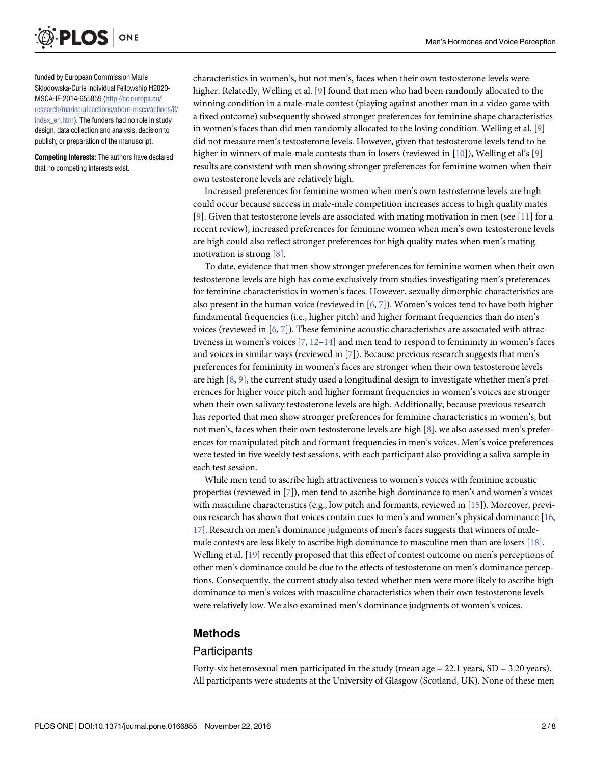funded by European Commission Marie Sklodowska-Curie individual Fellowship H2020-MSCA-IF-2014-655859 (http://ec.europa.eu/research/mariecurieactions/about-msca/actions/if/index_en.htm). The funders had no role in study design, data collection and analysis, decision to publish, or preparation of the manuscript.

**Competing Interests:** The authors have declared that no competing interests exist.

characteristics in women's, but not men's, faces when their own testosterone levels were higher. Relatedly, Welling et al. [9] found that men who had been randomly allocated to the winning condition in a male-male contest (playing against another man in a video game with a fixed outcome) subsequently showed stronger preferences for feminine shape characteristics in women's faces than did men randomly allocated to the losing condition. Welling et al. [9] did not measure men's testosterone levels. However, given that testosterone levels tend to be higher in winners of male-male contests than in losers (reviewed in [10]), Welling et al's [9] results are consistent with men showing stronger preferences for feminine women when their own testosterone levels are relatively high.

Increased preferences for feminine women when men's own testosterone levels are high could occur because success in male-male competition increases access to high quality mates [9]. Given that testosterone levels are associated with mating motivation in men (see [11] for a recent review), increased preferences for feminine women when men's own testosterone levels are high could also reflect stronger preferences for high quality mates when men's mating motivation is strong [8].

To date, evidence that men show stronger preferences for feminine women when their own testosterone levels are high has come exclusively from studies investigating men's preferences for feminine characteristics in women's faces. However, sexually dimorphic characteristics are also present in the human voice (reviewed in [6, 7]). Women's voices tend to have both higher fundamental frequencies (i.e., higher pitch) and higher formant frequencies than do men's voices (reviewed in [6, 7]). These feminine acoustic characteristics are associated with attractiveness in women's voices [7, 12–14] and men tend to respond to femininity in women's faces and voices in similar ways (reviewed in [7]). Because previous research suggests that men's preferences for femininity in women's faces are stronger when their own testosterone levels are high [8, 9], the current study used a longitudinal design to investigate whether men's preferences for higher voice pitch and higher formant frequencies in women's voices are stronger when their own salivary testosterone levels are high. Additionally, because previous research has reported that men show stronger preferences for feminine characteristics in women's, but not men's, faces when their own testosterone levels are high [8], we also assessed men's preferences for manipulated pitch and formant frequencies in men's voices. Men's voice preferences were tested in five weekly test sessions, with each participant also providing a saliva sample in each test session.

While men tend to ascribe high attractiveness to women's voices with feminine acoustic properties (reviewed in [7]), men tend to ascribe high dominance to men's and women's voices with masculine characteristics (e.g., low pitch and formants, reviewed in [15]). Moreover, previous research has shown that voices contain cues to men's and women's physical dominance [16, 17]. Research on men's dominance judgments of men's faces suggests that winners of male-male contests are less likely to ascribe high dominance to masculine men than are losers [18]. Welling et al. [19] recently proposed that this effect of contest outcome on men's perceptions of other men's dominance could be due to the effects of testosterone on men's dominance perceptions. Consequently, the current study also tested whether men were more likely to ascribe high dominance to men's voices with masculine characteristics when their own testosterone levels were relatively low. We also examined men's dominance judgments of women's voices.

## Methods

### Participants

Forty-six heterosexual men participated in the study (mean age = 22.1 years, SD = 3.20 years). All participants were students at the University of Glasgow (Scotland, UK). None of these men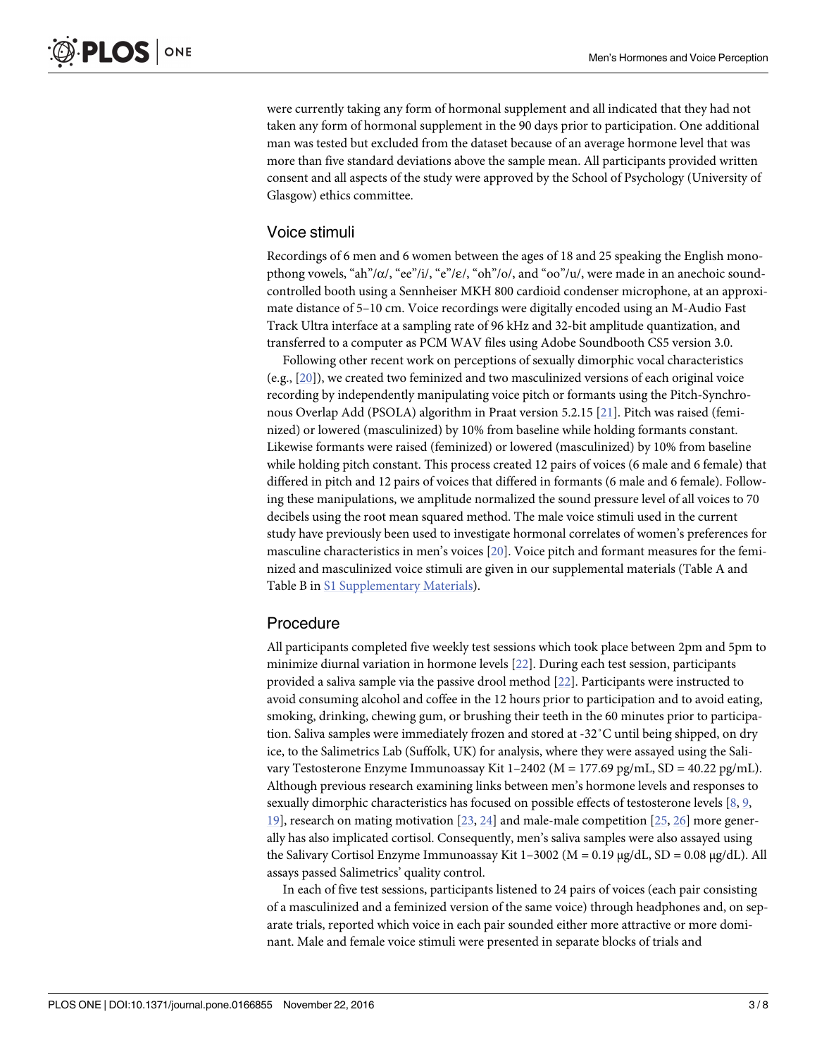were currently taking any form of hormonal supplement and all indicated that they had not taken any form of hormonal supplement in the 90 days prior to participation. One additional man was tested but excluded from the dataset because of an average hormone level that was more than five standard deviations above the sample mean. All participants provided written consent and all aspects of the study were approved by the School of Psychology (University of Glasgow) ethics committee.

## Voice stimuli

Recordings of 6 men and 6 women between the ages of 18 and 25 speaking the English monopthong vowels, "ah"/ɑ/, "ee"/i/, "e"/ɛ/, "oh"/o/, and "oo"/u/, were made in an anechoic sound-controlled booth using a Sennheiser MKH 800 cardioid condenser microphone, at an approximate distance of 5–10 cm. Voice recordings were digitally encoded using an M-Audio Fast Track Ultra interface at a sampling rate of 96 kHz and 32-bit amplitude quantization, and transferred to a computer as PCM WAV files using Adobe Soundbooth CS5 version 3.0.

Following other recent work on perceptions of sexually dimorphic vocal characteristics (e.g., [20]), we created two feminized and two masculinized versions of each original voice recording by independently manipulating voice pitch or formants using the Pitch-Synchronous Overlap Add (PSOLA) algorithm in Praat version 5.2.15 [21]. Pitch was raised (feminized) or lowered (masculinized) by 10% from baseline while holding formants constant. Likewise formants were raised (feminized) or lowered (masculinized) by 10% from baseline while holding pitch constant. This process created 12 pairs of voices (6 male and 6 female) that differed in pitch and 12 pairs of voices that differed in formants (6 male and 6 female). Following these manipulations, we amplitude normalized the sound pressure level of all voices to 70 decibels using the root mean squared method. The male voice stimuli used in the current study have previously been used to investigate hormonal correlates of women's preferences for masculine characteristics in men's voices [20]. Voice pitch and formant measures for the feminized and masculinized voice stimuli are given in our supplemental materials (Table A and Table B in S1 Supplementary Materials).

## Procedure

All participants completed five weekly test sessions which took place between 2pm and 5pm to minimize diurnal variation in hormone levels [22]. During each test session, participants provided a saliva sample via the passive drool method [22]. Participants were instructed to avoid consuming alcohol and coffee in the 12 hours prior to participation and to avoid eating, smoking, drinking, chewing gum, or brushing their teeth in the 60 minutes prior to participation. Saliva samples were immediately frozen and stored at -32°C until being shipped, on dry ice, to the Salimetrics Lab (Suffolk, UK) for analysis, where they were assayed using the Salivary Testosterone Enzyme Immunoassay Kit 1–2402 ($M = 177.69$ pg/mL, $SD = 40.22$ pg/mL). Although previous research examining links between men's hormone levels and responses to sexually dimorphic characteristics has focused on possible effects of testosterone levels [8, 9, 19], research on mating motivation [23, 24] and male-male competition [25, 26] more generally has also implicated cortisol. Consequently, men's saliva samples were also assayed using the Salivary Cortisol Enzyme Immunoassay Kit 1–3002 ($M = 0.19$ μg/dL, $SD = 0.08$ μg/dL). All assays passed Salimetrics' quality control.

In each of five test sessions, participants listened to 24 pairs of voices (each pair consisting of a masculinized and a feminized version of the same voice) through headphones and, on separate trials, reported which voice in each pair sounded either more attractive or more dominant. Male and female voice stimuli were presented in separate blocks of trials and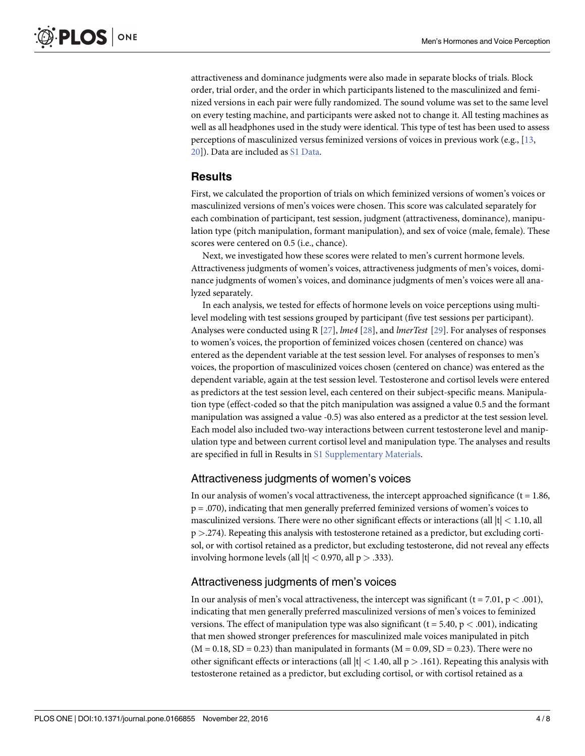attractiveness and dominance judgments were also made in separate blocks of trials. Block order, trial order, and the order in which participants listened to the masculinized and feminized versions in each pair were fully randomized. The sound volume was set to the same level on every testing machine, and participants were asked not to change it. All testing machines as well as all headphones used in the study were identical. This type of test has been used to assess perceptions of masculinized versus feminized versions of voices in previous work (e.g., [13, 20]). Data are included as S1 Data.

## Results

First, we calculated the proportion of trials on which feminized versions of women's voices or masculinized versions of men's voices were chosen. This score was calculated separately for each combination of participant, test session, judgment (attractiveness, dominance), manipulation type (pitch manipulation, formant manipulation), and sex of voice (male, female). These scores were centered on 0.5 (i.e., chance).

Next, we investigated how these scores were related to men's current hormone levels. Attractiveness judgments of women's voices, attractiveness judgments of men's voices, dominance judgments of women's voices, and dominance judgments of men's voices were all analyzed separately.

In each analysis, we tested for effects of hormone levels on voice perceptions using multilevel modeling with test sessions grouped by participant (five test sessions per participant). Analyses were conducted using R [27], *lme4* [28], and *lmerTest* [29]. For analyses of responses to women's voices, the proportion of feminized voices chosen (centered on chance) was entered as the dependent variable at the test session level. For analyses of responses to men's voices, the proportion of masculinized voices chosen (centered on chance) was entered as the dependent variable, again at the test session level. Testosterone and cortisol levels were entered as predictors at the test session level, each centered on their subject-specific means. Manipulation type (effect-coded so that the pitch manipulation was assigned a value 0.5 and the formant manipulation was assigned a value -0.5) was also entered as a predictor at the test session level. Each model also included two-way interactions between current testosterone level and manipulation type and between current cortisol level and manipulation type. The analyses and results are specified in full in Results in S1 Supplementary Materials.

### Attractiveness judgments of women's voices

In our analysis of women's vocal attractiveness, the intercept approached significance ($t = 1.86$, $p = .070$), indicating that men generally preferred feminized versions of women's voices to masculinized versions. There were no other significant effects or interactions (all $|t| < 1.10$, all $p > .274$). Repeating this analysis with testosterone retained as a predictor, but excluding cortisol, or with cortisol retained as a predictor, but excluding testosterone, did not reveal any effects involving hormone levels (all $|t| < 0.970$, all $p > .333$).

### Attractiveness judgments of men's voices

In our analysis of men's vocal attractiveness, the intercept was significant ($t = 7.01$, $p < .001$), indicating that men generally preferred masculinized versions of men's voices to feminized versions. The effect of manipulation type was also significant ($t = 5.40$, $p < .001$), indicating that men showed stronger preferences for masculinized male voices manipulated in pitch ($M = 0.18$, $SD = 0.23$) than manipulated in formants ($M = 0.09$, $SD = 0.23$). There were no other significant effects or interactions (all $|t| < 1.40$, all $p > .161$). Repeating this analysis with testosterone retained as a predictor, but excluding cortisol, or with cortisol retained as a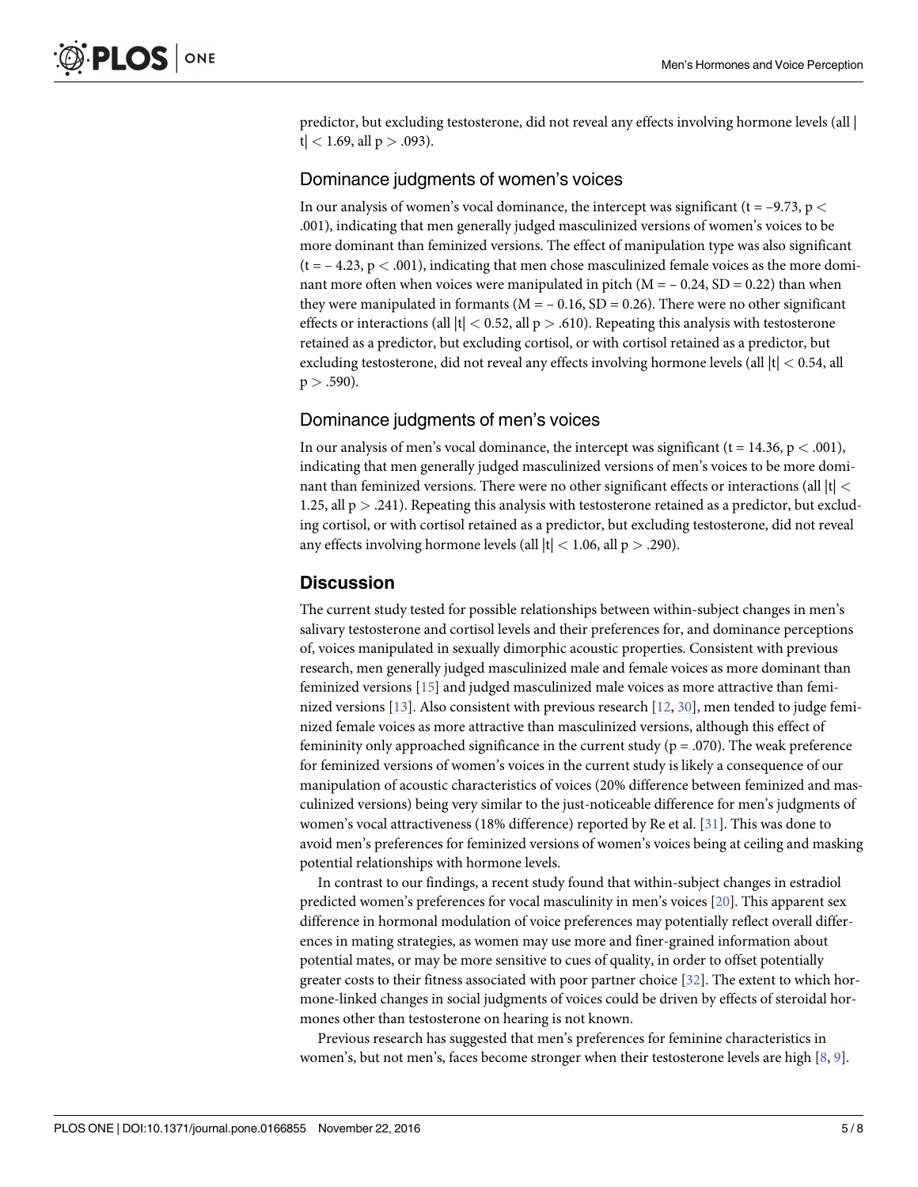predictor, but excluding testosterone, did not reveal any effects involving hormone levels (all $|t| < 1.69$, all $p > .093$).

## Dominance judgments of women's voices

In our analysis of women's vocal dominance, the intercept was significant ($t = -9.73$, $p < .001$), indicating that men generally judged masculinized versions of women's voices to be more dominant than feminized versions. The effect of manipulation type was also significant ($t = -4.23$, $p < .001$), indicating that men chose masculinized female voices as the more dominant more often when voices were manipulated in pitch ($M = -0.24$, $SD = 0.22$) than when they were manipulated in formants ($M = -0.16$, $SD = 0.26$). There were no other significant effects or interactions (all $|t| < 0.52$, all $p > .610$). Repeating this analysis with testosterone retained as a predictor, but excluding cortisol, or with cortisol retained as a predictor, but excluding testosterone, did not reveal any effects involving hormone levels (all $|t| < 0.54$, all $p > .590$).

## Dominance judgments of men's voices

In our analysis of men's vocal dominance, the intercept was significant ($t = 14.36$, $p < .001$), indicating that men generally judged masculinized versions of men's voices to be more dominant than feminized versions. There were no other significant effects or interactions (all $|t| < 1.25$, all $p > .241$). Repeating this analysis with testosterone retained as a predictor, but excluding cortisol, or with cortisol retained as a predictor, but excluding testosterone, did not reveal any effects involving hormone levels (all $|t| < 1.06$, all $p > .290$).

# Discussion

The current study tested for possible relationships between within-subject changes in men's salivary testosterone and cortisol levels and their preferences for, and dominance perceptions of, voices manipulated in sexually dimorphic acoustic properties. Consistent with previous research, men generally judged masculinized male and female voices as more dominant than feminized versions [15] and judged masculinized male voices as more attractive than feminized versions [13]. Also consistent with previous research [12, 30], men tended to judge feminized female voices as more attractive than masculinized versions, although this effect of femininity only approached significance in the current study ($p = .070$). The weak preference for feminized versions of women's voices in the current study is likely a consequence of our manipulation of acoustic characteristics of voices (20% difference between feminized and masculinized versions) being very similar to the just-noticeable difference for men's judgments of women's vocal attractiveness (18% difference) reported by Re et al. [31]. This was done to avoid men's preferences for feminized versions of women's voices being at ceiling and masking potential relationships with hormone levels.

In contrast to our findings, a recent study found that within-subject changes in estradiol predicted women's preferences for vocal masculinity in men's voices [20]. This apparent sex difference in hormonal modulation of voice preferences may potentially reflect overall differences in mating strategies, as women may use more and finer-grained information about potential mates, or may be more sensitive to cues of quality, in order to offset potentially greater costs to their fitness associated with poor partner choice [32]. The extent to which hormone-linked changes in social judgments of voices could be driven by effects of steroidal hormones other than testosterone on hearing is not known.

Previous research has suggested that men's preferences for feminine characteristics in women's, but not men's, faces become stronger when their testosterone levels are high [8, 9].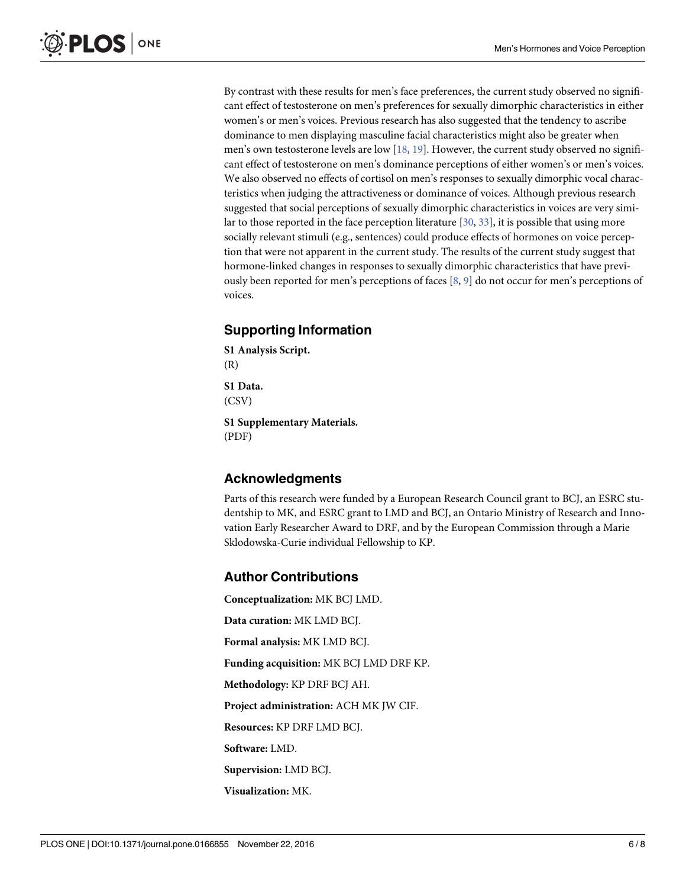By contrast with these results for men's face preferences, the current study observed no significant effect of testosterone on men's preferences for sexually dimorphic characteristics in either women's or men's voices. Previous research has also suggested that the tendency to ascribe dominance to men displaying masculine facial characteristics might also be greater when men's own testosterone levels are low [18, 19]. However, the current study observed no significant effect of testosterone on men's dominance perceptions of either women's or men's voices. We also observed no effects of cortisol on men's responses to sexually dimorphic vocal characteristics when judging the attractiveness or dominance of voices. Although previous research suggested that social perceptions of sexually dimorphic characteristics in voices are very similar to those reported in the face perception literature [30, 33], it is possible that using more socially relevant stimuli (e.g., sentences) could produce effects of hormones on voice perception that were not apparent in the current study. The results of the current study suggest that hormone-linked changes in responses to sexually dimorphic characteristics that have previously been reported for men's perceptions of faces [8, 9] do not occur for men's perceptions of voices.

## Supporting Information

**S1 Analysis Script.**
(R)

**S1 Data.**
(CSV)

**S1 Supplementary Materials.**
(PDF)

## Acknowledgments

Parts of this research were funded by a European Research Council grant to BCJ, an ESRC studentship to MK, and ESRC grant to LMD and BCJ, an Ontario Ministry of Research and Innovation Early Researcher Award to DRF, and by the European Commission through a Marie Sklodowska-Curie individual Fellowship to KP.

## Author Contributions

**Conceptualization:** MK BCJ LMD.

**Data curation:** MK LMD BCJ.

**Formal analysis:** MK LMD BCJ.

**Funding acquisition:** MK BCJ LMD DRF KP.

**Methodology:** KP DRF BCJ AH.

**Project administration:** ACH MK JW CIF.

**Resources:** KP DRF LMD BCJ.

**Software:** LMD.

**Supervision:** LMD BCJ.

**Visualization:** MK.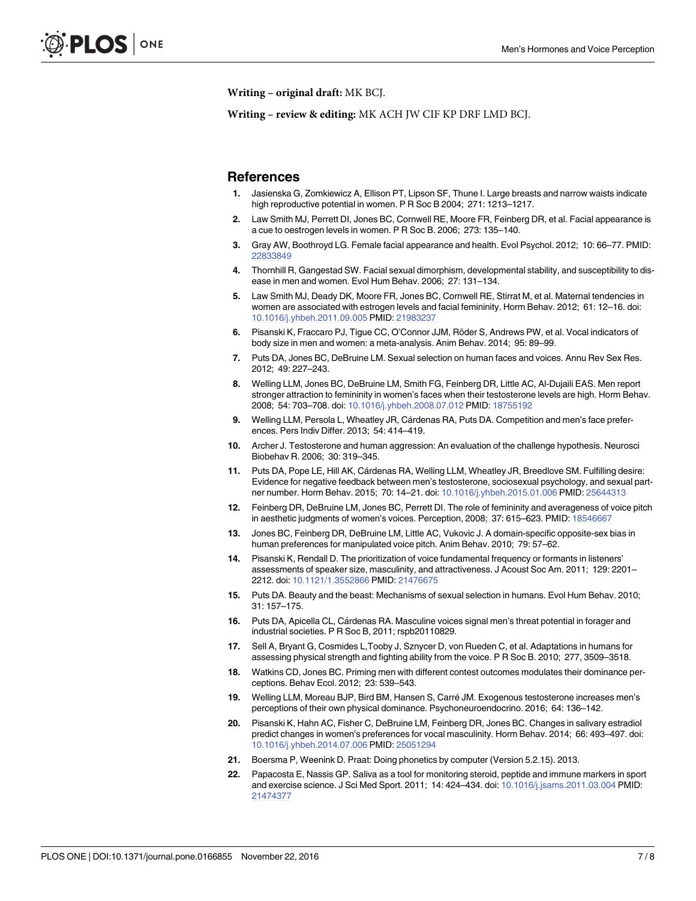**Writing – original draft:** MK BCJ.

**Writing – review & editing:** MK ACH JW CIF KP DRF LMD BCJ.

## References

1. Jasienska G, Zomkiewicz A, Ellison PT, Lipson SF, Thune I. Large breasts and narrow waists indicate high reproductive potential in women. P R Soc B 2004; 271: 1213–1217.
2. Law Smith MJ, Perrett DI, Jones BC, Cornwell RE, Moore FR, Feinberg DR, et al. Facial appearance is a cue to oestrogen levels in women. P R Soc B. 2006; 273: 135–140.
3. Gray AW, Boothroyd LG. Female facial appearance and health. Evol Psychol. 2012; 10: 66–77. PMID: 22833849
4. Thornhill R, Gangestad SW. Facial sexual dimorphism, developmental stability, and susceptibility to disease in men and women. Evol Hum Behav. 2006; 27: 131–134.
5. Law Smith MJ, Deady DK, Moore FR, Jones BC, Cornwell RE, Stirrat M, et al. Maternal tendencies in women are associated with estrogen levels and facial femininity. Horm Behav. 2012; 61: 12–16. doi: 10.1016/j.yhbeh.2011.09.005 PMID: 21983237
6. Pisanski K, Fraccaro PJ, Tigue CC, O'Connor JJM, Röder S, Andrews PW, et al. Vocal indicators of body size in men and women: a meta-analysis. Anim Behav. 2014; 95: 89–99.
7. Puts DA, Jones BC, DeBruine LM. Sexual selection on human faces and voices. Annu Rev Sex Res. 2012; 49: 227–243.
8. Welling LLM, Jones BC, DeBruine LM, Smith FG, Feinberg DR, Little AC, Al-Dujaili EAS. Men report stronger attraction to femininity in women's faces when their testosterone levels are high. Horm Behav. 2008; 54: 703–708. doi: 10.1016/j.yhbeh.2008.07.012 PMID: 18755192
9. Welling LLM, Persola L, Wheatley JR, Cárdenas RA, Puts DA. Competition and men's face preferences. Pers Indiv Differ. 2013; 54: 414–419.
10. Archer J. Testosterone and human aggression: An evaluation of the challenge hypothesis. Neurosci Biobehav R. 2006; 30: 319–345.
11. Puts DA, Pope LE, Hill AK, Cárdenas RA, Welling LLM, Wheatley JR, Breedlove SM. Fulfilling desire: Evidence for negative feedback between men's testosterone, sociosexual psychology, and sexual partner number. Horm Behav. 2015; 70: 14–21. doi: 10.1016/j.yhbeh.2015.01.006 PMID: 25644313
12. Feinberg DR, DeBruine LM, Jones BC, Perrett DI. The role of femininity and averageness of voice pitch in aesthetic judgments of women's voices. Perception, 2008; 37: 615–623. PMID: 18546667
13. Jones BC, Feinberg DR, DeBruine LM, Little AC, Vukovic J. A domain-specific opposite-sex bias in human preferences for manipulated voice pitch. Anim Behav. 2010; 79: 57–62.
14. Pisanski K, Rendall D. The prioritization of voice fundamental frequency or formants in listeners' assessments of speaker size, masculinity, and attractiveness. J Acoust Soc Am. 2011; 129: 2201–2212. doi: 10.1121/1.3552866 PMID: 21476675
15. Puts DA. Beauty and the beast: Mechanisms of sexual selection in humans. Evol Hum Behav. 2010; 31: 157–175.
16. Puts DA, Apicella CL, Cárdenas RA. Masculine voices signal men's threat potential in forager and industrial societies. P R Soc B, 2011; rspb20110829.
17. Sell A, Bryant G, Cosmides L,Tooby J, Sznycer D, von Rueden C, et al. Adaptations in humans for assessing physical strength and fighting ability from the voice. P R Soc B. 2010; 277, 3509–3518.
18. Watkins CD, Jones BC. Priming men with different contest outcomes modulates their dominance perceptions. Behav Ecol. 2012; 23: 539–543.
19. Welling LLM, Moreau BJP, Bird BM, Hansen S, Carré JM. Exogenous testosterone increases men's perceptions of their own physical dominance. Psychoneuroendocrino. 2016; 64: 136–142.
20. Pisanski K, Hahn AC, Fisher C, DeBruine LM, Feinberg DR, Jones BC. Changes in salivary estradiol predict changes in women's preferences for vocal masculinity. Horm Behav. 2014; 66: 493–497. doi: 10.1016/j.yhbeh.2014.07.006 PMID: 25051294
21. Boersma P, Weenink D. Praat: Doing phonetics by computer (Version 5.2.15). 2013.
22. Papacosta E, Nassis GP. Saliva as a tool for monitoring steroid, peptide and immune markers in sport and exercise science. J Sci Med Sport. 2011; 14: 424–434. doi: 10.1016/j.jsams.2011.03.004 PMID: 21474377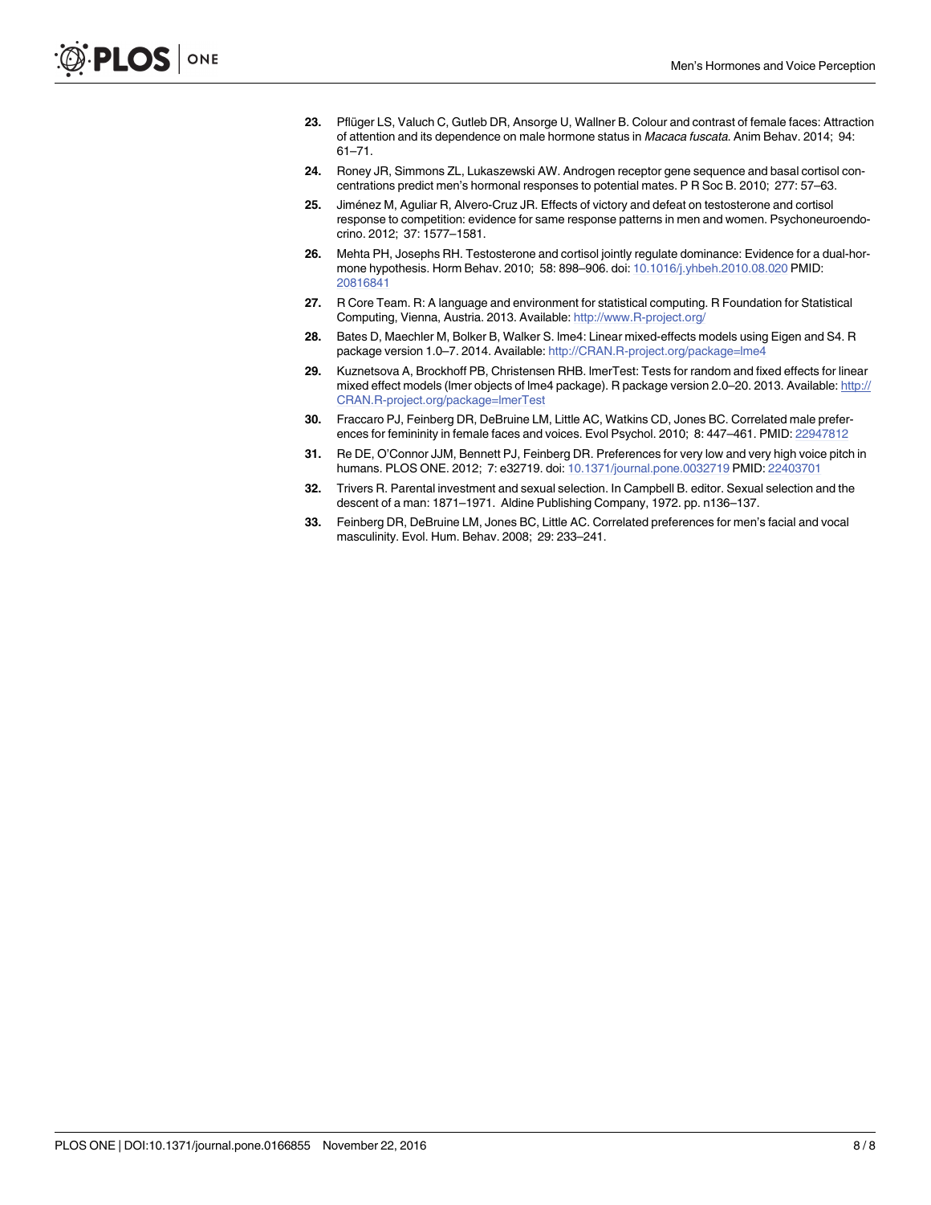23. Pflüger LS, Valuch C, Gutleb DR, Ansorge U, Wallner B. Colour and contrast of female faces: Attraction of attention and its dependence on male hormone status in *Macaca fuscata*. Anim Behav. 2014; 94: 61–71.
24. Roney JR, Simmons ZL, Lukaszewski AW. Androgen receptor gene sequence and basal cortisol concentrations predict men's hormonal responses to potential mates. P R Soc B. 2010; 277: 57–63.
25. Jiménez M, Aguliar R, Alvero-Cruz JR. Effects of victory and defeat on testosterone and cortisol response to competition: evidence for same response patterns in men and women. Psychoneuroendocrino. 2012; 37: 1577–1581.
26. Mehta PH, Josephs RH. Testosterone and cortisol jointly regulate dominance: Evidence for a dual-hormone hypothesis. Horm Behav. 2010; 58: 898–906. doi: 10.1016/j.yhbeh.2010.08.020 PMID: 20816841
27. R Core Team. R: A language and environment for statistical computing. R Foundation for Statistical Computing, Vienna, Austria. 2013. Available: http://www.R-project.org/
28. Bates D, Maechler M, Bolker B, Walker S. lme4: Linear mixed-effects models using Eigen and S4. R package version 1.0–7. 2014. Available: http://CRAN.R-project.org/package=lme4
29. Kuznetsova A, Brockhoff PB, Christensen RHB. lmerTest: Tests for random and fixed effects for linear mixed effect models (lmer objects of lme4 package). R package version 2.0–20. 2013. Available: http://CRAN.R-project.org/package=lmerTest
30. Fraccaro PJ, Feinberg DR, DeBruine LM, Little AC, Watkins CD, Jones BC. Correlated male preferences for femininity in female faces and voices. Evol Psychol. 2010; 8: 447–461. PMID: 22947812
31. Re DE, O'Connor JJM, Bennett PJ, Feinberg DR. Preferences for very low and very high voice pitch in humans. PLOS ONE. 2012; 7: e32719. doi: 10.1371/journal.pone.0032719 PMID: 22403701
32. Trivers R. Parental investment and sexual selection. In Campbell B. editor. Sexual selection and the descent of a man: 1871–1971. Aldine Publishing Company, 1972. pp. n136–137.
33. Feinberg DR, DeBruine LM, Jones BC, Little AC. Correlated preferences for men's facial and vocal masculinity. Evol. Hum. Behav. 2008; 29: 233–241.